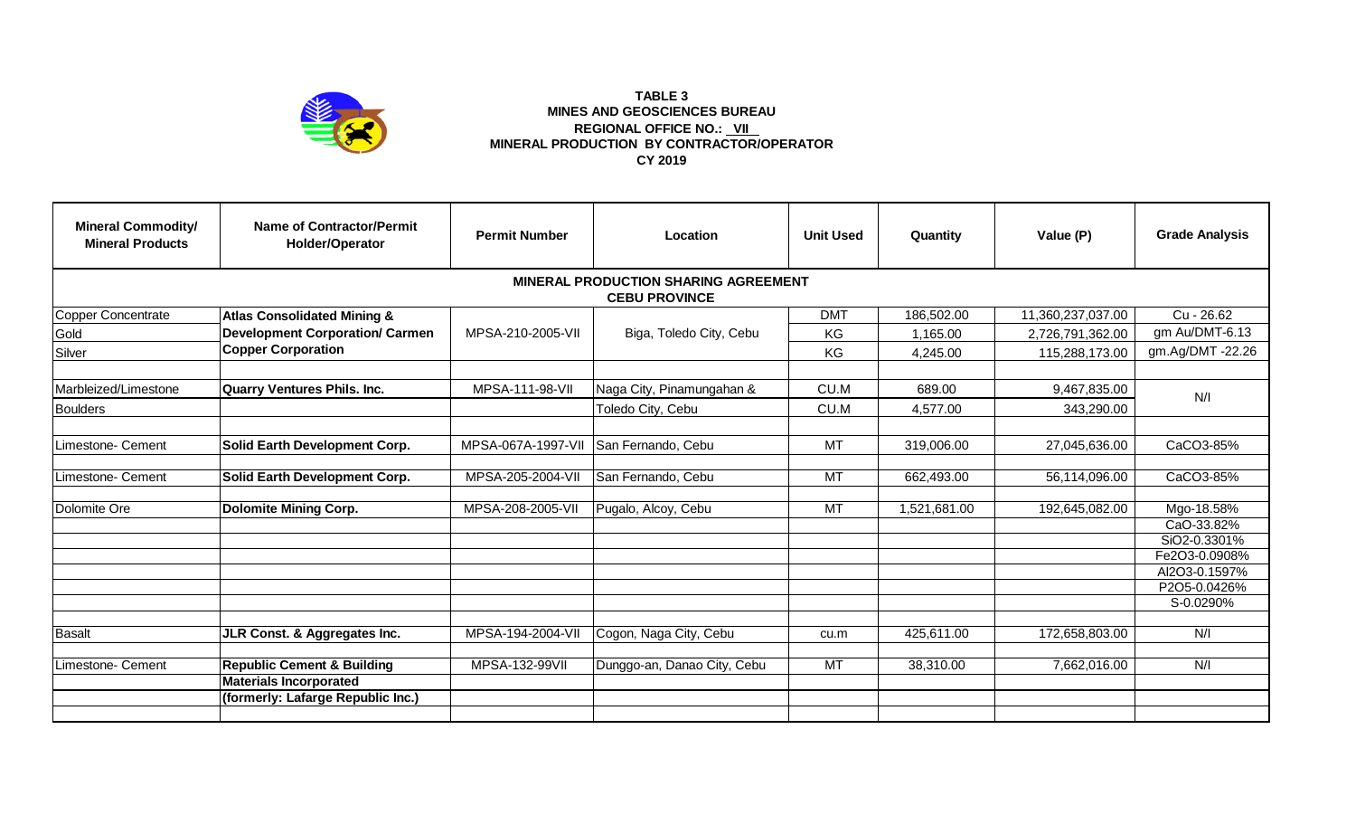**TABLE 3**
**MINES AND GEOSCIENCES BUREAU**
**REGIONAL OFFICE NO.: VII**
**MINERAL PRODUCTION BY CONTRACTOR/OPERATOR**
**CY 2019**

| Mineral Commodity/ Mineral Products | Name of Contractor/Permit Holder/Operator | Permit Number | Location | Unit Used | Quantity | Value (P) | Grade Analysis |
|---|---|---|---|---|---|---|---|
| **MINERAL PRODUCTION SHARING AGREEMENT CEBU PROVINCE** | | | | | | | |
| Copper Concentrate | **Atlas Consolidated Mining & Development Corporation/ Carmen Copper Corporation** | MPSA-210-2005-VII | Biga, Toledo City, Cebu | DMT | 186,502.00 | 11,360,237,037.00 | Cu - 26.62 |
| Gold | | | | KG | 1,165.00 | 2,726,791,362.00 | gm Au/DMT-6.13 |
| Silver | | | | KG | 4,245.00 | 115,288,173.00 | gm.Ag/DMT -22.26 |
| | | | | | | | |
| Marbleized/Limestone | **Quarry Ventures Phils. Inc.** | MPSA-111-98-VII | Naga City, Pinamungahan & Toledo City, Cebu | CU.M | 689.00 | 9,467,835.00 | N/I |
| Boulders | | | | CU.M | 4,577.00 | 343,290.00 | |
| | | | | | | | |
| Limestone- Cement | **Solid Earth Development Corp.** | MPSA-067A-1997-VII | San Fernando, Cebu | MT | 319,006.00 | 27,045,636.00 | $CaCO_3$-85% |
| | | | | | | | |
| Limestone- Cement | **Solid Earth Development Corp.** | MPSA-205-2004-VII | San Fernando, Cebu | MT | 662,493.00 | 56,114,096.00 | $CaCO_3$-85% |
| | | | | | | | |
| Dolomite Ore | **Dolomite Mining Corp.** | MPSA-208-2005-VII | Pugalo, Alcoy, Cebu | MT | 1,521,681.00 | 192,645,082.00 | MgO-18.58% |
| | | | | | | | CaO-33.82% |
| | | | | | | | $SiO_2$-0.3301% |
| | | | | | | | $Fe_2O_3$-0.0908% |
| | | | | | | | $Al_2O_3$-0.1597% |
| | | | | | | | $P_2O_5$-0.0426% |
| | | | | | | | S-0.0290% |
| | | | | | | | |
| Basalt | **JLR Const. & Aggregates Inc.** | MPSA-194-2004-VII | Cogon, Naga City, Cebu | cu.m | 425,611.00 | 172,658,803.00 | N/I |
| | | | | | | | |
| Limestone- Cement | **Republic Cement & Building Materials Incorporated (formerly: Lafarge Republic Inc.)** | MPSA-132-99VII | Dunggo-an, Danao City, Cebu | MT | 38,310.00 | 7,662,016.00 | N/I |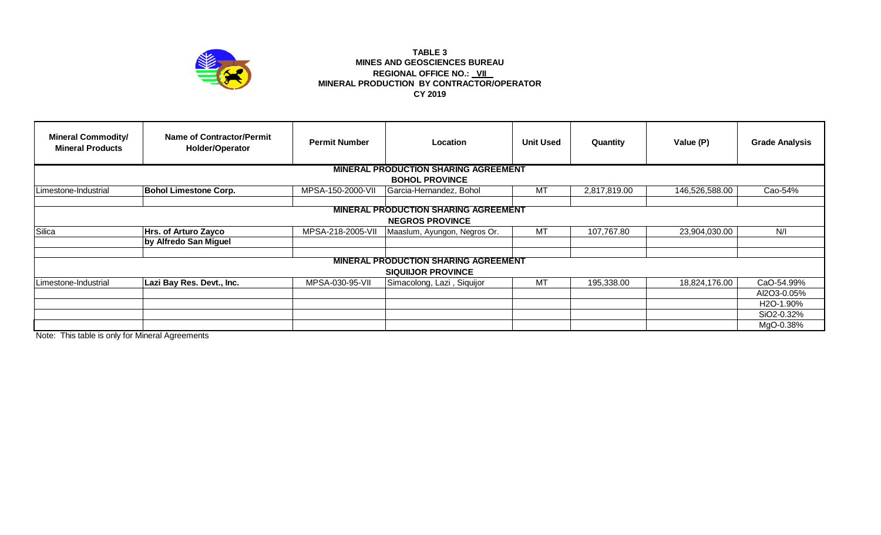**TABLE 3**
**MINES AND GEOSCIENCES BUREAU**
**REGIONAL OFFICE NO.: VII**
**MINERAL PRODUCTION BY CONTRACTOR/OPERATOR**
**CY 2019**

| Mineral Commodity/ Mineral Products | Name of Contractor/Permit Holder/Operator | Permit Number | Location | Unit Used | Quantity | Value (P) | Grade Analysis |
|---|---|---|---|---|---|---|---|
| **MINERAL PRODUCTION SHARING AGREEMENT** | | | | | | | |
| **BOHOL PROVINCE** | | | | | | | |
| Limestone-Industrial | **Bohol Limestone Corp.** | MPSA-150-2000-VII | Garcia-Hernandez, Bohol | MT | 2,817,819.00 | 146,526,588.00 | Cao-54% |
| | | | | | | | |
| **MINERAL PRODUCTION SHARING AGREEMENT** | | | | | | | |
| **NEGROS PROVINCE** | | | | | | | |
| Silica | **Hrs. of Arturo Zayco** | MPSA-218-2005-VII | Maaslum, Ayungon, Negros Or. | MT | 107,767.80 | 23,904,030.00 | N/I |
| | **by Alfredo San Miguel** | | | | | | |
| | | | | | | | |
| **MINERAL PRODUCTION SHARING AGREEMENT** | | | | | | | |
| **SIQUIIJOR PROVINCE** | | | | | | | |
| Limestone-Industrial | **Lazi Bay Res. Devt., Inc.** | MPSA-030-95-VII | Simacolong, Lazi , Siquijor | MT | 195,338.00 | 18,824,176.00 | CaO-54.99% |
| | | | | | | | $Al_2O_3$-0.05% |
| | | | | | | | $H_2O$-1.90% |
| | | | | | | | $SiO_2$-0.32% |
| | | | | | | | MgO-0.38% |

Note: This table is only for Mineral Agreements